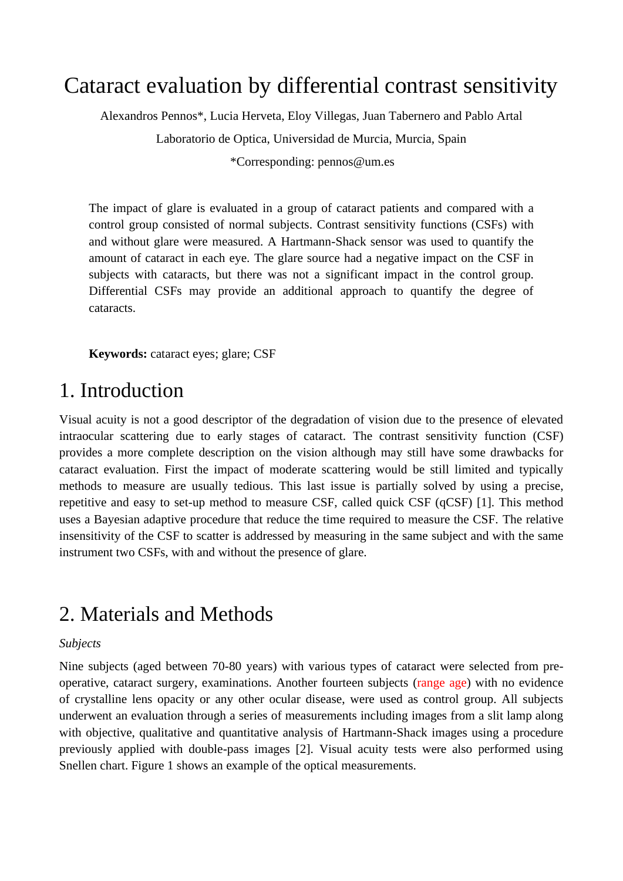# Cataract evaluation by differential contrast sensitivity

Alexandros Pennos*, Lucia Herveta, Eloy Villegas, Juan Tabernero and Pablo Artal

Laboratorio de Optica, Universidad de Murcia, Murcia, Spain

*Corresponding: pennos@um.es

The impact of glare is evaluated in a group of cataract patients and compared with a control group consisted of normal subjects. Contrast sensitivity functions (CSFs) with and without glare were measured. A Hartmann-Shack sensor was used to quantify the amount of cataract in each eye. The glare source had a negative impact on the CSF in subjects with cataracts, but there was not a significant impact in the control group. Differential CSFs may provide an additional approach to quantify the degree of cataracts.

**Keywords:** cataract eyes; glare; CSF

## 1. Introduction

Visual acuity is not a good descriptor of the degradation of vision due to the presence of elevated intraocular scattering due to early stages of cataract. The contrast sensitivity function (CSF) provides a more complete description on the vision although may still have some drawbacks for cataract evaluation. First the impact of moderate scattering would be still limited and typically methods to measure are usually tedious. This last issue is partially solved by using a precise, repetitive and easy to set-up method to measure CSF, called quick CSF (qCSF) [1]. This method uses a Bayesian adaptive procedure that reduce the time required to measure the CSF. The relative insensitivity of the CSF to scatter is addressed by measuring in the same subject and with the same instrument two CSFs, with and without the presence of glare.

## 2. Materials and Methods

*Subjects*

Nine subjects (aged between 70-80 years) with various types of cataract were selected from pre-operative, cataract surgery, examinations. Another fourteen subjects (range age) with no evidence of crystalline lens opacity or any other ocular disease, were used as control group. All subjects underwent an evaluation through a series of measurements including images from a slit lamp along with objective, qualitative and quantitative analysis of Hartmann-Shack images using a procedure previously applied with double-pass images [2]. Visual acuity tests were also performed using Snellen chart. Figure 1 shows an example of the optical measurements.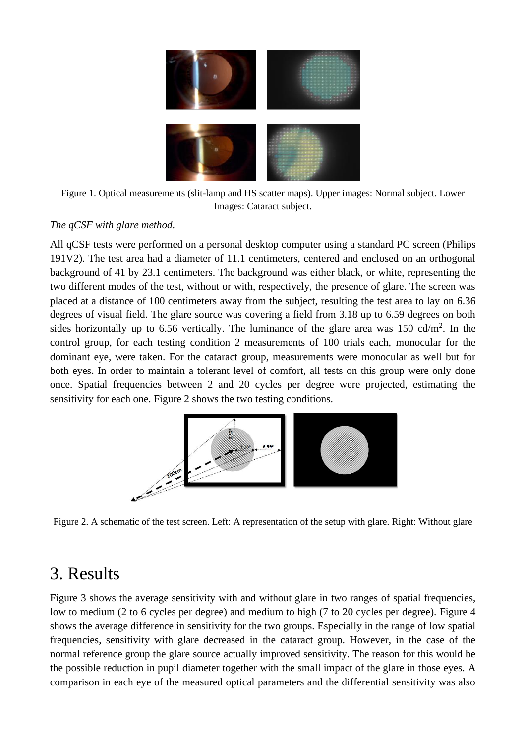Figure 1. Optical measurements (slit-lamp and HS scatter maps). Upper images: Normal subject. Lower Images: Cataract subject.

*The qCSF with glare method.*

All qCSF tests were performed on a personal desktop computer using a standard PC screen (Philips 191V2). The test area had a diameter of 11.1 centimeters, centered and enclosed on an orthogonal background of 41 by 23.1 centimeters. The background was either black, or white, representing the two different modes of the test, without or with, respectively, the presence of glare. The screen was placed at a distance of 100 centimeters away from the subject, resulting the test area to lay on 6.36 degrees of visual field. The glare source was covering a field from 3.18 up to 6.59 degrees on both sides horizontally up to 6.56 vertically. The luminance of the glare area was 150 cd/m$^2$. In the control group, for each testing condition 2 measurements of 100 trials each, monocular for the dominant eye, were taken. For the cataract group, measurements were monocular as well but for both eyes. In order to maintain a tolerant level of comfort, all tests on this group were only done once. Spatial frequencies between 2 and 20 cycles per degree were projected, estimating the sensitivity for each one. Figure 2 shows the two testing conditions.

Figure 2. A schematic of the test screen. Left: A representation of the setup with glare. Right: Without glare

# 3. Results

Figure 3 shows the average sensitivity with and without glare in two ranges of spatial frequencies, low to medium (2 to 6 cycles per degree) and medium to high (7 to 20 cycles per degree). Figure 4 shows the average difference in sensitivity for the two groups. Especially in the range of low spatial frequencies, sensitivity with glare decreased in the cataract group. However, in the case of the normal reference group the glare source actually improved sensitivity. The reason for this would be the possible reduction in pupil diameter together with the small impact of the glare in those eyes. A comparison in each eye of the measured optical parameters and the differential sensitivity was also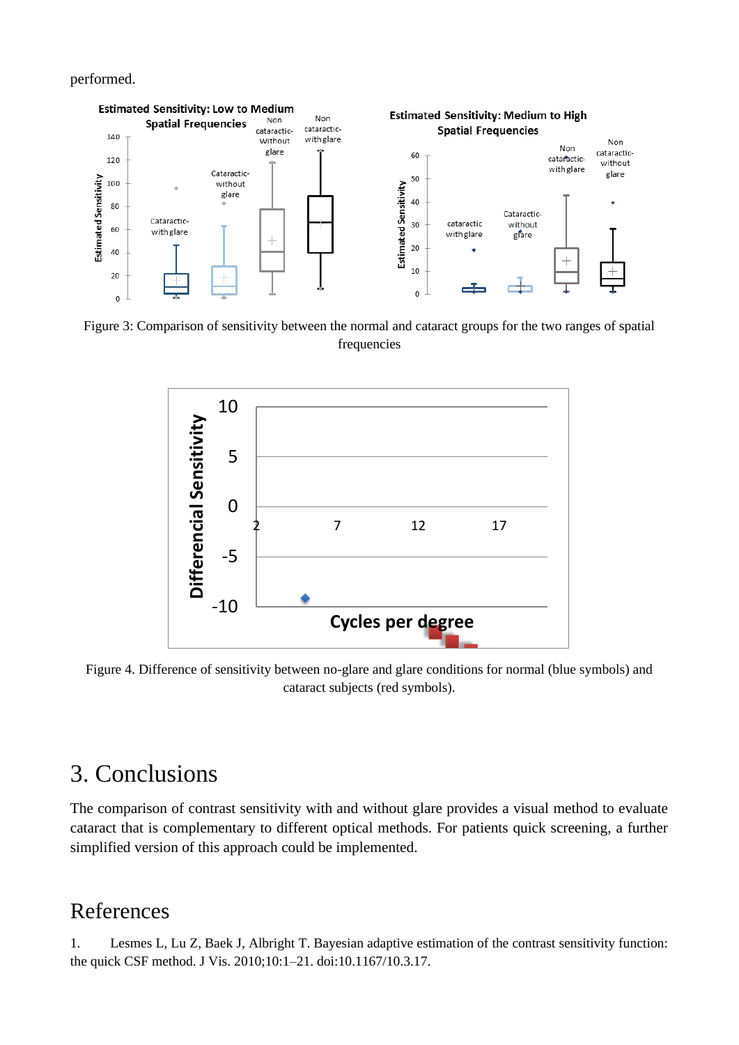performed.

Figure 3: Comparison of sensitivity between the normal and cataract groups for the two ranges of spatial frequencies

Figure 4. Difference of sensitivity between no-glare and glare conditions for normal (blue symbols) and cataract subjects (red symbols).

# 3. Conclusions

The comparison of contrast sensitivity with and without glare provides a visual method to evaluate cataract that is complementary to different optical methods. For patients quick screening, a further simplified version of this approach could be implemented.

# References

1. Lesmes L, Lu Z, Baek J, Albright T. Bayesian adaptive estimation of the contrast sensitivity function: the quick CSF method. J Vis. 2010;10:1–21. doi:10.1167/10.3.17.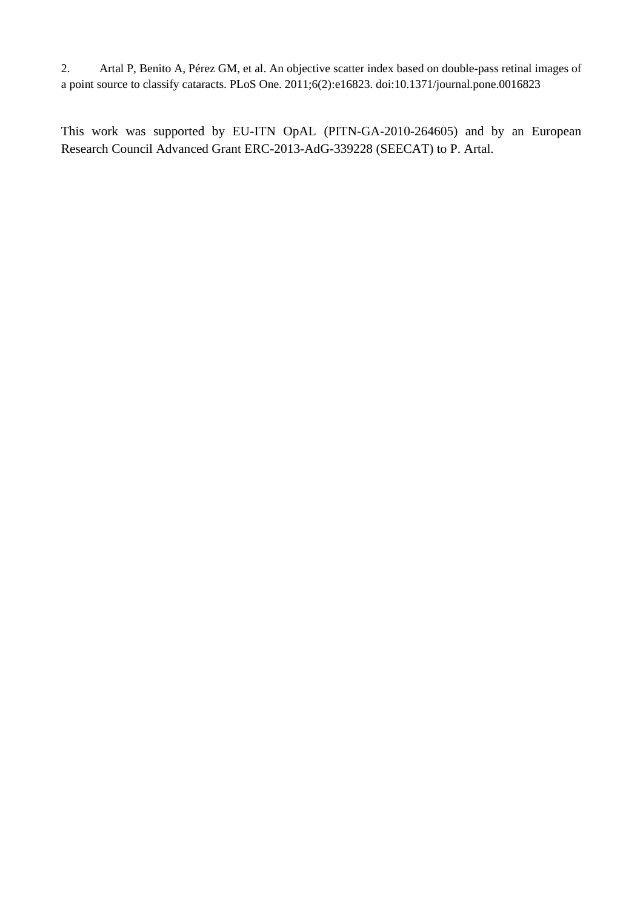2. Artal P, Benito A, Pérez GM, et al. An objective scatter index based on double-pass retinal images of a point source to classify cataracts. PLoS One. 2011;6(2):e16823. doi:10.1371/journal.pone.0016823

This work was supported by EU-ITN OpAL (PITN-GA-2010-264605) and by an European Research Council Advanced Grant ERC-2013-AdG-339228 (SEECAT) to P. Artal.